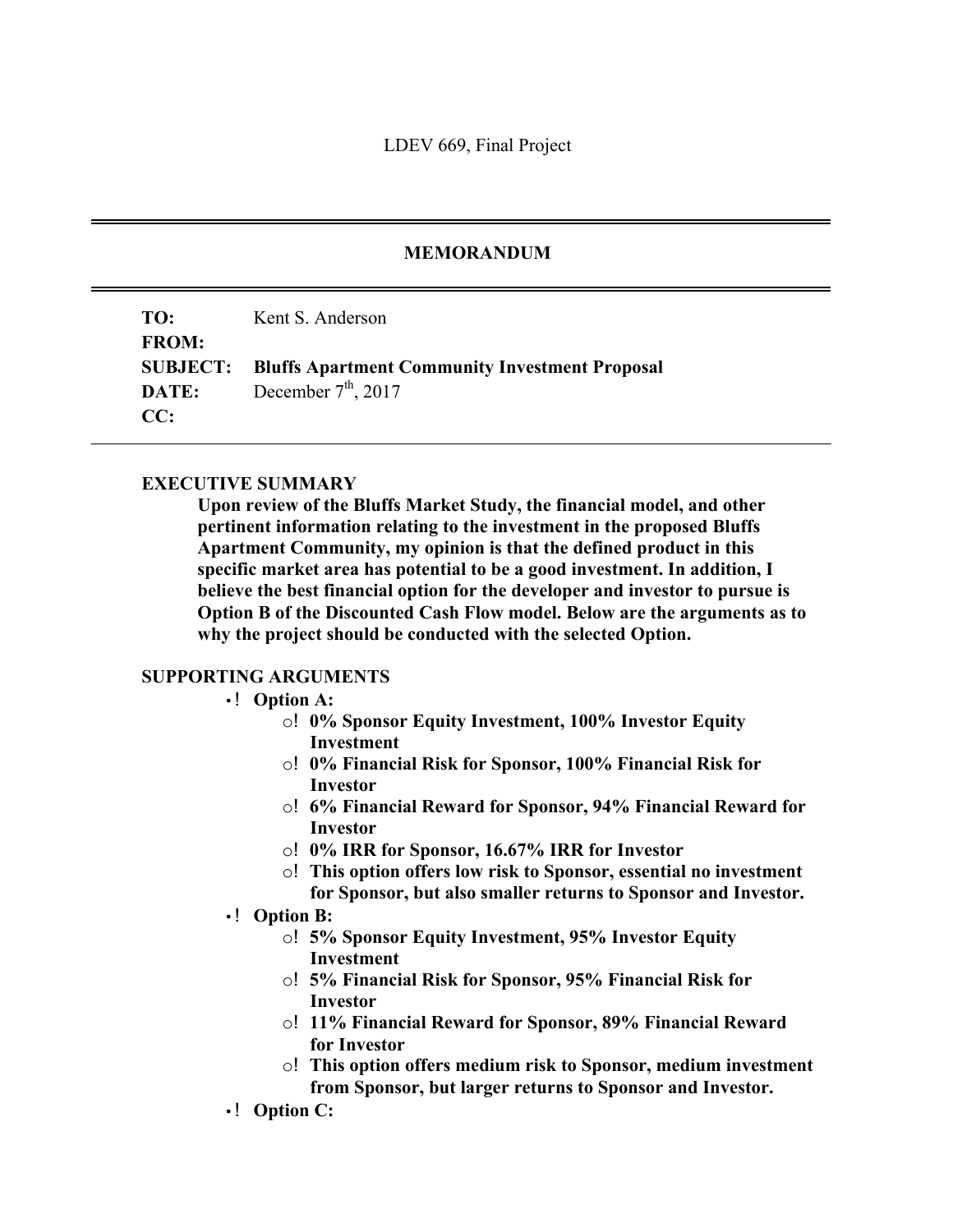LDEV 669, Final Project

# MEMORANDUM

**TO:** Kent S. Anderson
**FROM:**
**SUBJECT:** **Bluffs Apartment Community Investment Proposal**
**DATE:** December 7th, 2017
**CC:**

---

## EXECUTIVE SUMMARY

**Upon review of the Bluffs Market Study, the financial model, and other pertinent information relating to the investment in the proposed Bluffs Apartment Community, my opinion is that the defined product in this specific market area has potential to be a good investment. In addition, I believe the best financial option for the developer and investor to pursue is Option B of the Discounted Cash Flow model. Below are the arguments as to why the project should be conducted with the selected Option.**

## SUPPORTING ARGUMENTS

- **Option A:**
  - **0% Sponsor Equity Investment, 100% Investor Equity Investment**
  - **0% Financial Risk for Sponsor, 100% Financial Risk for Investor**
  - **6% Financial Reward for Sponsor, 94% Financial Reward for Investor**
  - **0% IRR for Sponsor, 16.67% IRR for Investor**
  - **This option offers low risk to Sponsor, essential no investment for Sponsor, but also smaller returns to Sponsor and Investor.**
- **Option B:**
  - **5% Sponsor Equity Investment, 95% Investor Equity Investment**
  - **5% Financial Risk for Sponsor, 95% Financial Risk for Investor**
  - **11% Financial Reward for Sponsor, 89% Financial Reward for Investor**
  - **This option offers medium risk to Sponsor, medium investment from Sponsor, but larger returns to Sponsor and Investor.**
- **Option C:**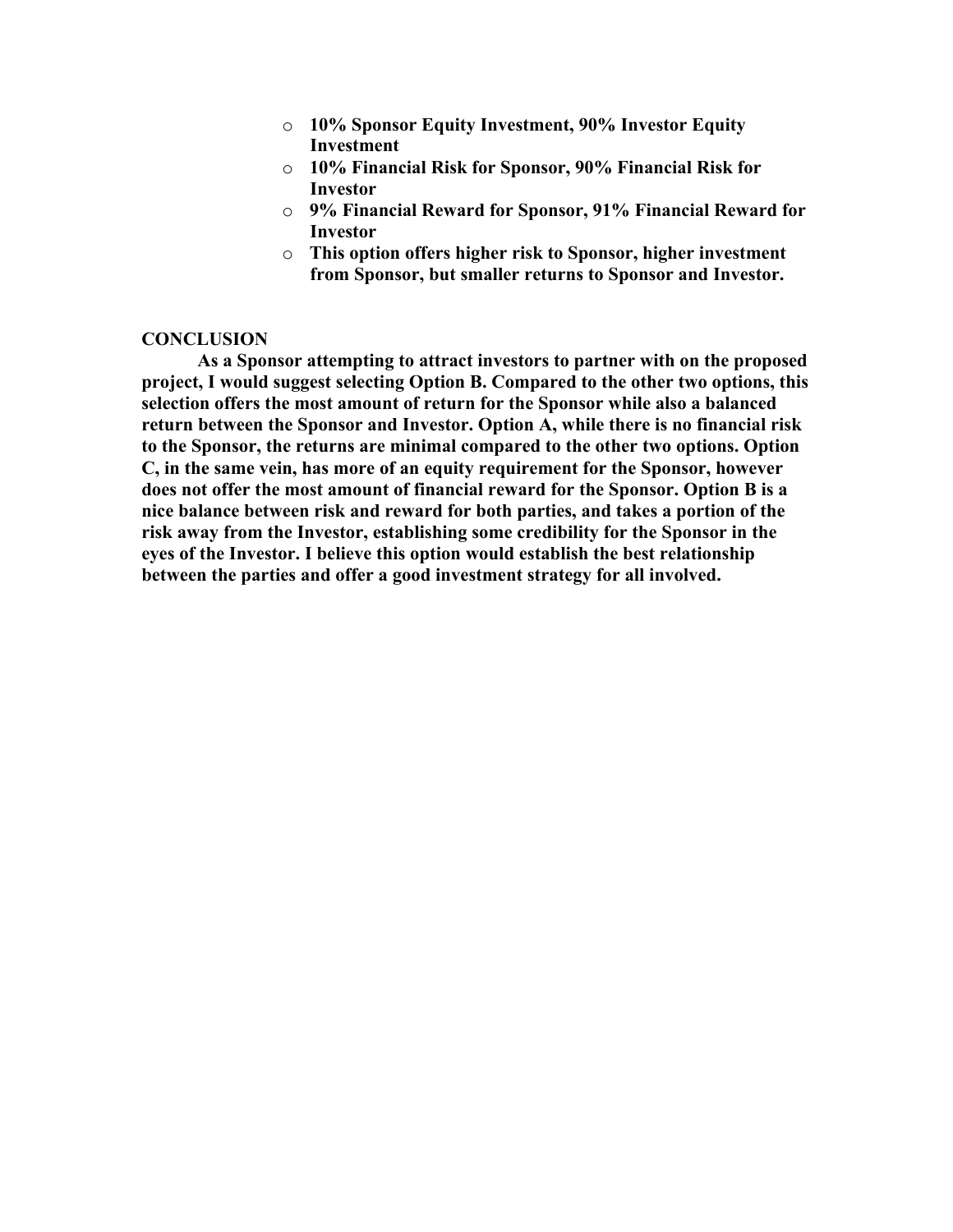- **10% Sponsor Equity Investment, 90% Investor Equity Investment**
- **10% Financial Risk for Sponsor, 90% Financial Risk for Investor**
- **9% Financial Reward for Sponsor, 91% Financial Reward for Investor**
- **This option offers higher risk to Sponsor, higher investment from Sponsor, but smaller returns to Sponsor and Investor.**

## CONCLUSION

**As a Sponsor attempting to attract investors to partner with on the proposed project, I would suggest selecting Option B. Compared to the other two options, this selection offers the most amount of return for the Sponsor while also a balanced return between the Sponsor and Investor. Option A, while there is no financial risk to the Sponsor, the returns are minimal compared to the other two options. Option C, in the same vein, has more of an equity requirement for the Sponsor, however does not offer the most amount of financial reward for the Sponsor. Option B is a nice balance between risk and reward for both parties, and takes a portion of the risk away from the Investor, establishing some credibility for the Sponsor in the eyes of the Investor. I believe this option would establish the best relationship between the parties and offer a good investment strategy for all involved.**